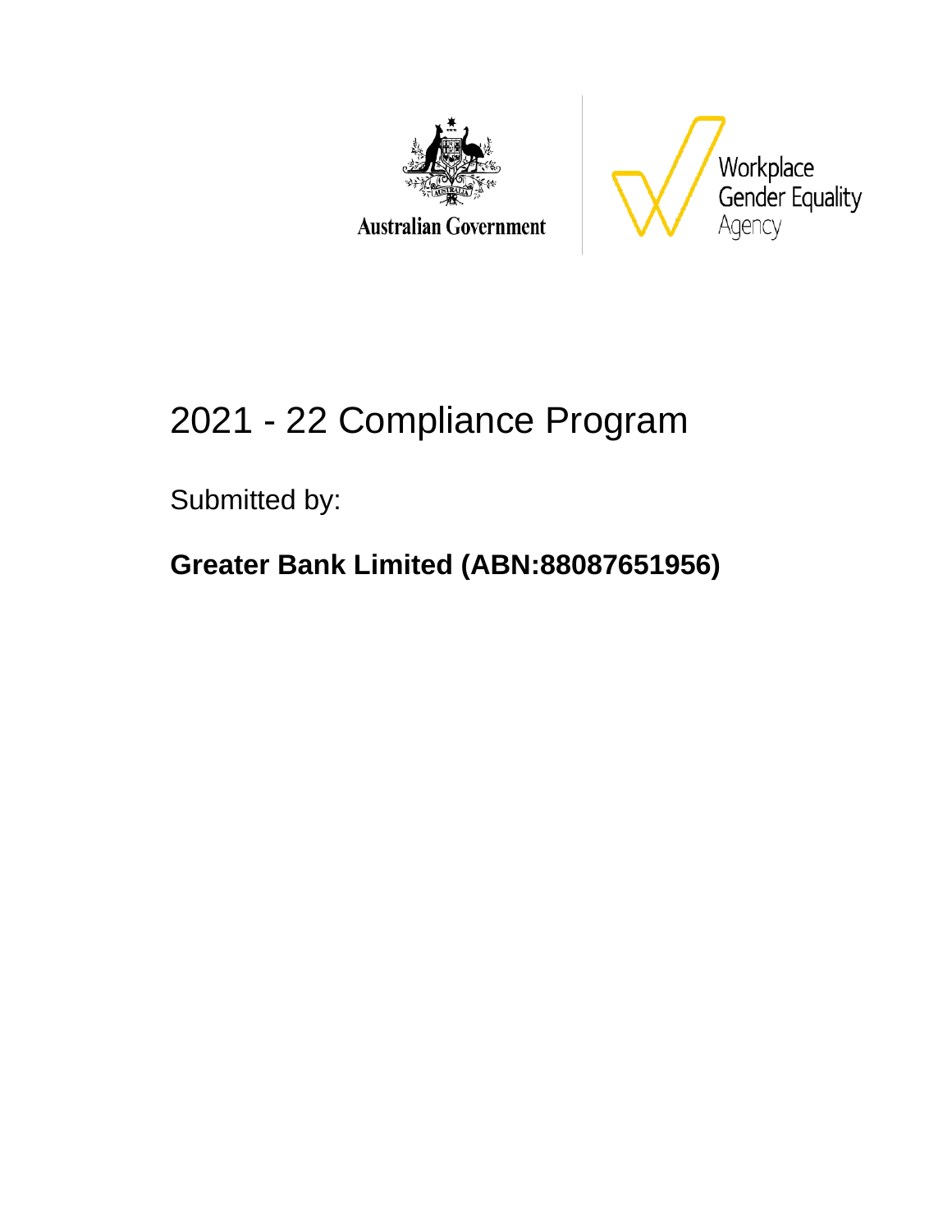Australian Government

Workplace Gender Equality Agency

# 2021 - 22 Compliance Program

Submitted by:

**Greater Bank Limited (ABN:88087651956)**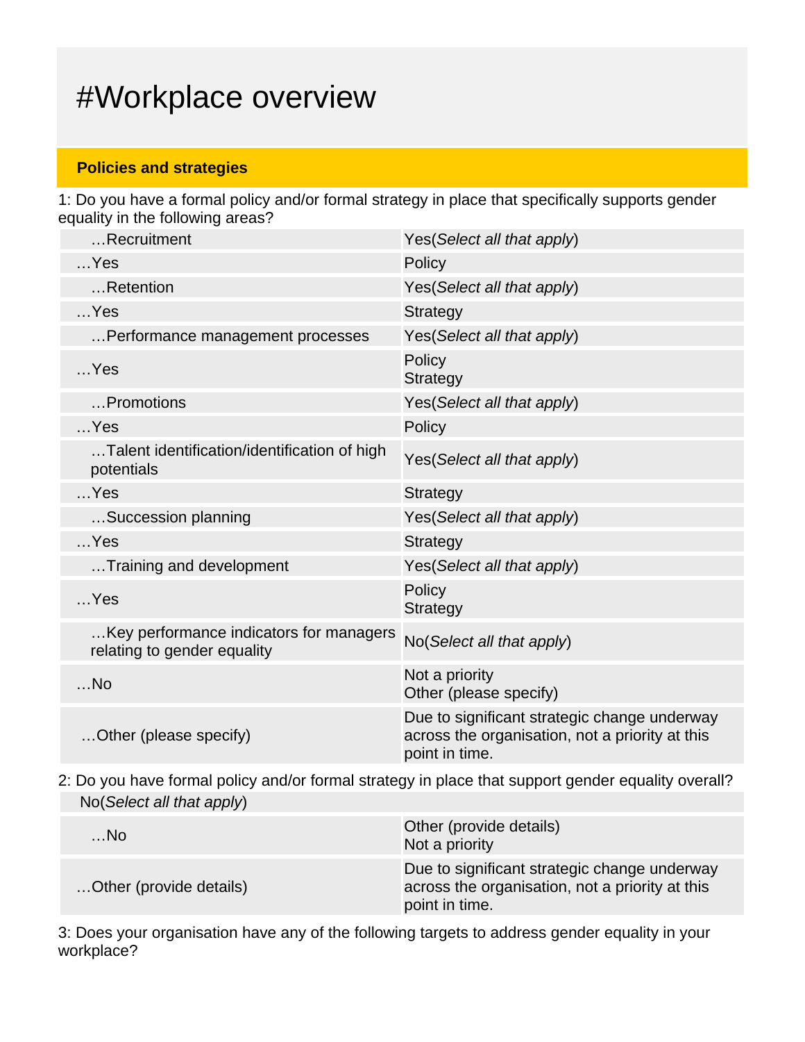# #Workplace overview

## Policies and strategies

1: Do you have a formal policy and/or formal strategy in place that specifically supports gender equality in the following areas?

| | |
|---|---|
| …Recruitment | Yes(*Select all that apply*) |
| …Yes | Policy |
| …Retention | Yes(*Select all that apply*) |
| …Yes | Strategy |
| …Performance management processes | Yes(*Select all that apply*) |
| …Yes | Policy<br>Strategy |
| …Promotions | Yes(*Select all that apply*) |
| …Yes | Policy |
| …Talent identification/identification of high potentials | Yes(*Select all that apply*) |
| …Yes | Strategy |
| …Succession planning | Yes(*Select all that apply*) |
| …Yes | Strategy |
| …Training and development | Yes(*Select all that apply*) |
| …Yes | Policy<br>Strategy |
| …Key performance indicators for managers relating to gender equality | No(*Select all that apply*) |
| …No | Not a priority<br>Other (please specify) |
| …Other (please specify) | Due to significant strategic change underway across the organisation, not a priority at this point in time. |

2: Do you have formal policy and/or formal strategy in place that support gender equality overall?

| | |
|---|---|
| No(*Select all that apply*) | |
| …No | Other (provide details)<br>Not a priority |
| …Other (provide details) | Due to significant strategic change underway across the organisation, not a priority at this point in time. |

3: Does your organisation have any of the following targets to address gender equality in your workplace?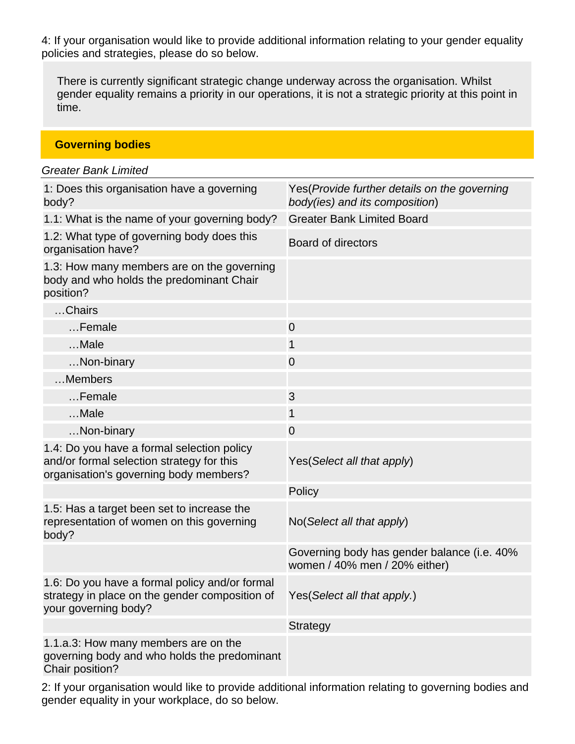4: If your organisation would like to provide additional information relating to your gender equality policies and strategies, please do so below.

> There is currently significant strategic change underway across the organisation. Whilst gender equality remains a priority in our operations, it is not a strategic priority at this point in time.

## Governing bodies

*Greater Bank Limited*

| | |
|---|---|
| 1: Does this organisation have a governing body? | Yes(*Provide further details on the governing body(ies) and its composition*) |
| 1.1: What is the name of your governing body? | Greater Bank Limited Board |
| 1.2: What type of governing body does this organisation have? | Board of directors |
| 1.3: How many members are on the governing body and who holds the predominant Chair position? | |
| …Chairs | |
| …Female | 0 |
| …Male | 1 |
| …Non-binary | 0 |
| …Members | |
| …Female | 3 |
| …Male | 1 |
| …Non-binary | 0 |
| 1.4: Do you have a formal selection policy and/or formal selection strategy for this organisation's governing body members? | Yes(*Select all that apply*) |
| | Policy |
| 1.5: Has a target been set to increase the representation of women on this governing body? | No(*Select all that apply*) |
| | Governing body has gender balance (i.e. 40% women / 40% men / 20% either) |
| 1.6: Do you have a formal policy and/or formal strategy in place on the gender composition of your governing body? | Yes(*Select all that apply.*) |
| | Strategy |
| 1.1.a.3: How many members are on the governing body and who holds the predominant Chair position? | |

2: If your organisation would like to provide additional information relating to governing bodies and gender equality in your workplace, do so below.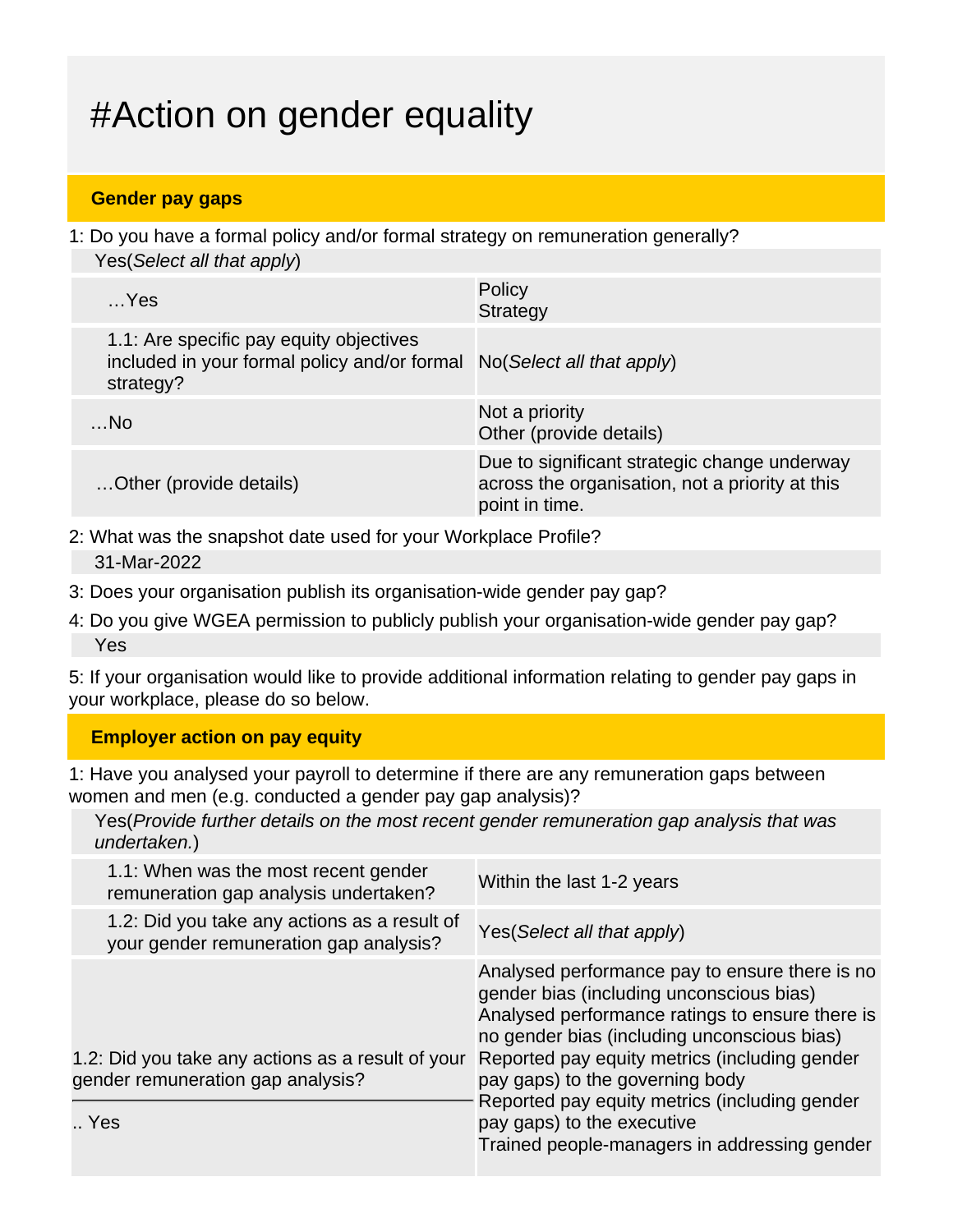# #Action on gender equality

## Gender pay gaps

1: Do you have a formal policy and/or formal strategy on remuneration generally?

Yes(*Select all that apply*)

| | |
|---|---|
| …Yes | Policy<br>Strategy |
| 1.1: Are specific pay equity objectives included in your formal policy and/or formal strategy? | No(*Select all that apply*) |
| …No | Not a priority<br>Other (provide details) |
| …Other (provide details) | Due to significant strategic change underway across the organisation, not a priority at this point in time. |

2: What was the snapshot date used for your Workplace Profile?

31-Mar-2022

3: Does your organisation publish its organisation-wide gender pay gap?

4: Do you give WGEA permission to publicly publish your organisation-wide gender pay gap?

Yes

5: If your organisation would like to provide additional information relating to gender pay gaps in your workplace, please do so below.

## Employer action on pay equity

1: Have you analysed your payroll to determine if there are any remuneration gaps between women and men (e.g. conducted a gender pay gap analysis)?

Yes(*Provide further details on the most recent gender remuneration gap analysis that was undertaken.*)

| | |
|---|---|
| 1.1: When was the most recent gender remuneration gap analysis undertaken? | Within the last 1-2 years |
| 1.2: Did you take any actions as a result of your gender remuneration gap analysis? | Yes(*Select all that apply*) |
| 1.2: Did you take any actions as a result of your gender remuneration gap analysis?<br>.. Yes | Analysed performance pay to ensure there is no gender bias (including unconscious bias)<br>Analysed performance ratings to ensure there is no gender bias (including unconscious bias)<br>Reported pay equity metrics (including gender pay gaps) to the governing body<br>Reported pay equity metrics (including gender pay gaps) to the executive<br>Trained people-managers in addressing gender |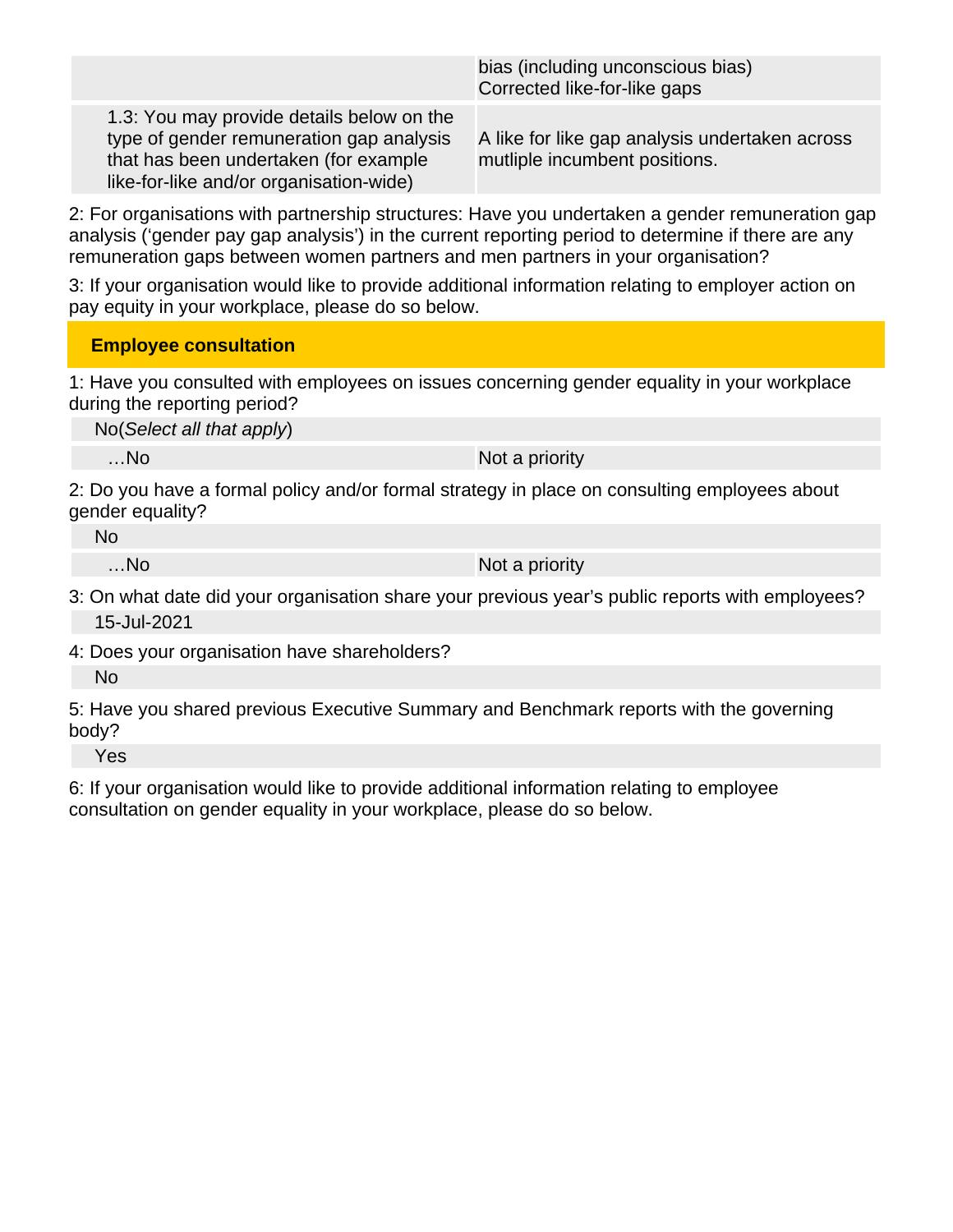| | |
|---|---|
| | bias (including unconscious bias)<br>Corrected like-for-like gaps |
| 1.3: You may provide details below on the type of gender remuneration gap analysis that has been undertaken (for example like-for-like and/or organisation-wide) | A like for like gap analysis undertaken across mutliple incumbent positions. |

2: For organisations with partnership structures: Have you undertaken a gender remuneration gap analysis (‘gender pay gap analysis’) in the current reporting period to determine if there are any remuneration gaps between women partners and men partners in your organisation?

3: If your organisation would like to provide additional information relating to employer action on pay equity in your workplace, please do so below.

## Employee consultation

1: Have you consulted with employees on issues concerning gender equality in your workplace during the reporting period?

| | |
|---|---|
| No(*Select all that apply*) | |
| …No | Not a priority |

2: Do you have a formal policy and/or formal strategy in place on consulting employees about gender equality?

| | |
|---|---|
| No | |
| …No | Not a priority |

3: On what date did your organisation share your previous year’s public reports with employees?

15-Jul-2021

4: Does your organisation have shareholders?

No

5: Have you shared previous Executive Summary and Benchmark reports with the governing body?

Yes

6: If your organisation would like to provide additional information relating to employee consultation on gender equality in your workplace, please do so below.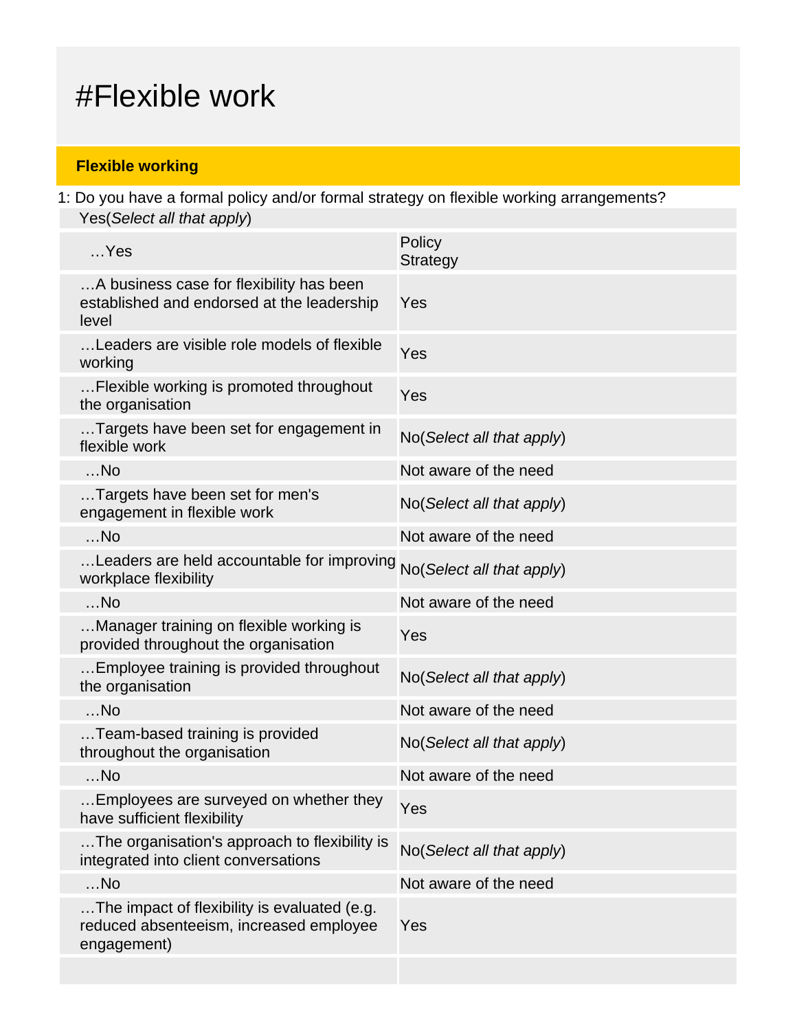# #Flexible work

## Flexible working

1: Do you have a formal policy and/or formal strategy on flexible working arrangements?

Yes(*Select all that apply*)

| …Yes | Policy<br>Strategy |
|---|---|
| …A business case for flexibility has been established and endorsed at the leadership level | Yes |
| …Leaders are visible role models of flexible working | Yes |
| …Flexible working is promoted throughout the organisation | Yes |
| …Targets have been set for engagement in flexible work | No(*Select all that apply*) |
| …No | Not aware of the need |
| …Targets have been set for men's engagement in flexible work | No(*Select all that apply*) |
| …No | Not aware of the need |
| …Leaders are held accountable for improving workplace flexibility | No(*Select all that apply*) |
| …No | Not aware of the need |
| …Manager training on flexible working is provided throughout the organisation | Yes |
| …Employee training is provided throughout the organisation | No(*Select all that apply*) |
| …No | Not aware of the need |
| …Team-based training is provided throughout the organisation | No(*Select all that apply*) |
| …No | Not aware of the need |
| …Employees are surveyed on whether they have sufficient flexibility | Yes |
| …The organisation's approach to flexibility is integrated into client conversations | No(*Select all that apply*) |
| …No | Not aware of the need |
| …The impact of flexibility is evaluated (e.g. reduced absenteeism, increased employee engagement) | Yes |
| | |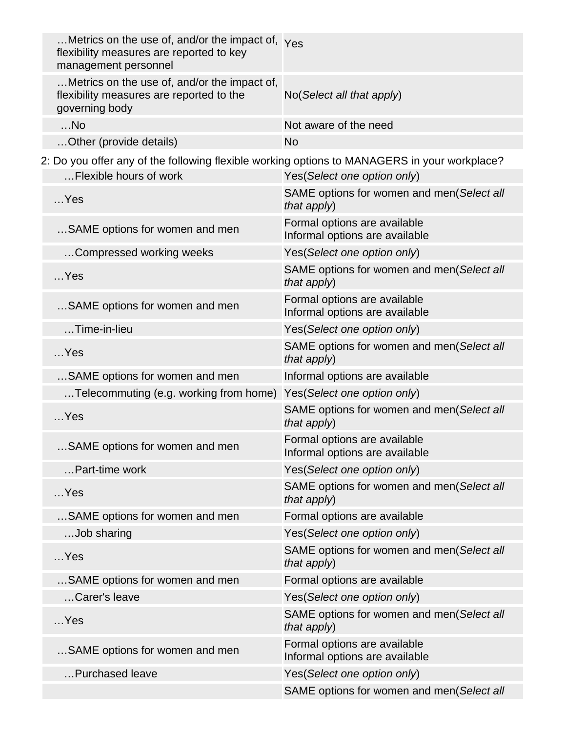| | |
|---|---|
| …Metrics on the use of, and/or the impact of, flexibility measures are reported to key management personnel | Yes |
| …Metrics on the use of, and/or the impact of, flexibility measures are reported to the governing body | No(*Select all that apply*) |
| …No | Not aware of the need |
| …Other (provide details) | No |

2: Do you offer any of the following flexible working options to MANAGERS in your workplace?

| | |
|---|---|
| …Flexible hours of work | Yes(*Select one option only*) |
| …Yes | SAME options for women and men(*Select all that apply*) |
| …SAME options for women and men | Formal options are available<br>Informal options are available |
| …Compressed working weeks | Yes(*Select one option only*) |
| …Yes | SAME options for women and men(*Select all that apply*) |
| …SAME options for women and men | Formal options are available<br>Informal options are available |
| …Time-in-lieu | Yes(*Select one option only*) |
| …Yes | SAME options for women and men(*Select all that apply*) |
| …SAME options for women and men | Informal options are available |
| …Telecommuting (e.g. working from home) | Yes(*Select one option only*) |
| …Yes | SAME options for women and men(*Select all that apply*) |
| …SAME options for women and men | Formal options are available<br>Informal options are available |
| …Part-time work | Yes(*Select one option only*) |
| …Yes | SAME options for women and men(*Select all that apply*) |
| …SAME options for women and men | Formal options are available |
| …Job sharing | Yes(*Select one option only*) |
| …Yes | SAME options for women and men(*Select all that apply*) |
| …SAME options for women and men | Formal options are available |
| …Carer's leave | Yes(*Select one option only*) |
| …Yes | SAME options for women and men(*Select all that apply*) |
| …SAME options for women and men | Formal options are available<br>Informal options are available |
| …Purchased leave | Yes(*Select one option only*) |
| | SAME options for women and men(*Select all* |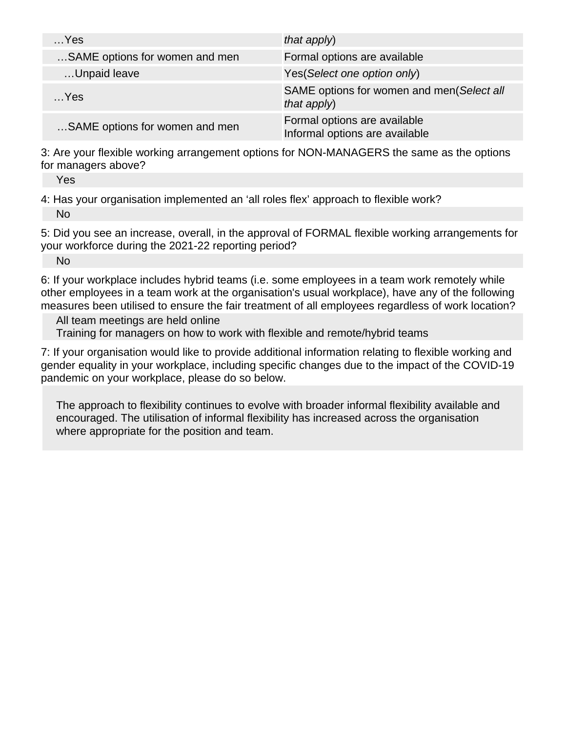| | |
|---|---|
| …Yes | *that apply*) |
| …SAME options for women and men | Formal options are available |
| …Unpaid leave | Yes(*Select one option only*) |
| …Yes | SAME options for women and men(*Select all that apply*) |
| …SAME options for women and men | Formal options are available<br>Informal options are available |

3: Are your flexible working arrangement options for NON-MANAGERS the same as the options for managers above?

Yes

4: Has your organisation implemented an 'all roles flex' approach to flexible work?

No

5: Did you see an increase, overall, in the approval of FORMAL flexible working arrangements for your workforce during the 2021-22 reporting period?

No

6: If your workplace includes hybrid teams (i.e. some employees in a team work remotely while other employees in a team work at the organisation's usual workplace), have any of the following measures been utilised to ensure the fair treatment of all employees regardless of work location?

All team meetings are held online
Training for managers on how to work with flexible and remote/hybrid teams

7: If your organisation would like to provide additional information relating to flexible working and gender equality in your workplace, including specific changes due to the impact of the COVID-19 pandemic on your workplace, please do so below.

The approach to flexibility continues to evolve with broader informal flexibility available and encouraged. The utilisation of informal flexibility has increased across the organisation where appropriate for the position and team.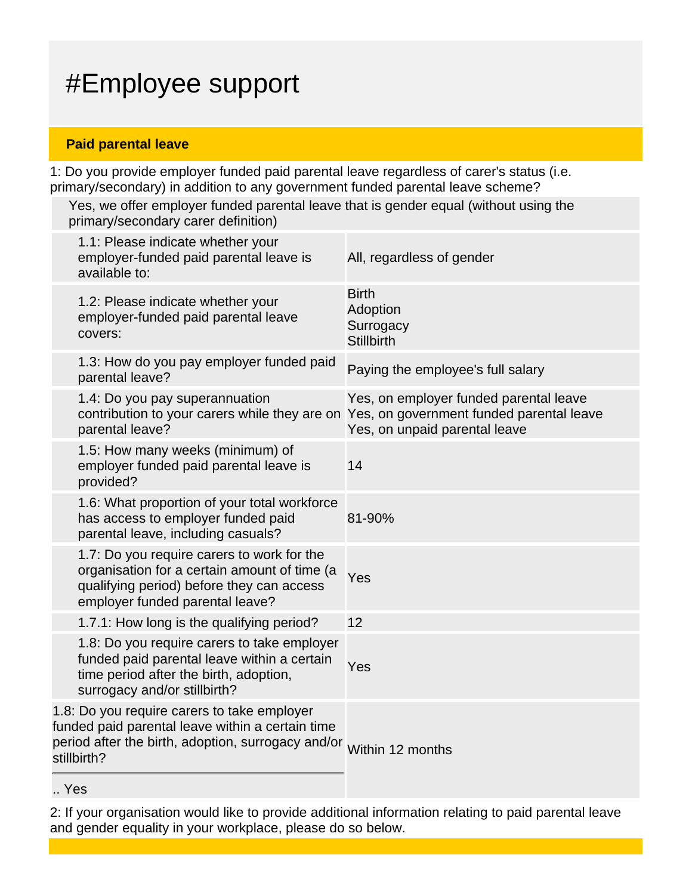# #Employee support

## Paid parental leave

1: Do you provide employer funded paid parental leave regardless of carer's status (i.e. primary/secondary) in addition to any government funded parental leave scheme?

Yes, we offer employer funded parental leave that is gender equal (without using the primary/secondary carer definition)

| Question | Response |
|---|---|
| 1.1: Please indicate whether your employer-funded paid parental leave is available to: | All, regardless of gender |
| 1.2: Please indicate whether your employer-funded paid parental leave covers: | Birth<br>Adoption<br>Surrogacy<br>Stillbirth |
| 1.3: How do you pay employer funded paid parental leave? | Paying the employee's full salary |
| 1.4: Do you pay superannuation contribution to your carers while they are on parental leave? | Yes, on employer funded parental leave<br>Yes, on government funded parental leave<br>Yes, on unpaid parental leave |
| 1.5: How many weeks (minimum) of employer funded paid parental leave is provided? | 14 |
| 1.6: What proportion of your total workforce has access to employer funded paid parental leave, including casuals? | 81-90% |
| 1.7: Do you require carers to work for the organisation for a certain amount of time (a qualifying period) before they can access employer funded parental leave? | Yes |
| 1.7.1: How long is the qualifying period? | 12 |
| 1.8: Do you require carers to take employer funded paid parental leave within a certain time period after the birth, adoption, surrogacy and/or stillbirth? | Yes |
| 1.8: Do you require carers to take employer funded paid parental leave within a certain time period after the birth, adoption, surrogacy and/or stillbirth?<br>.. Yes | Within 12 months |

2: If your organisation would like to provide additional information relating to paid parental leave and gender equality in your workplace, please do so below.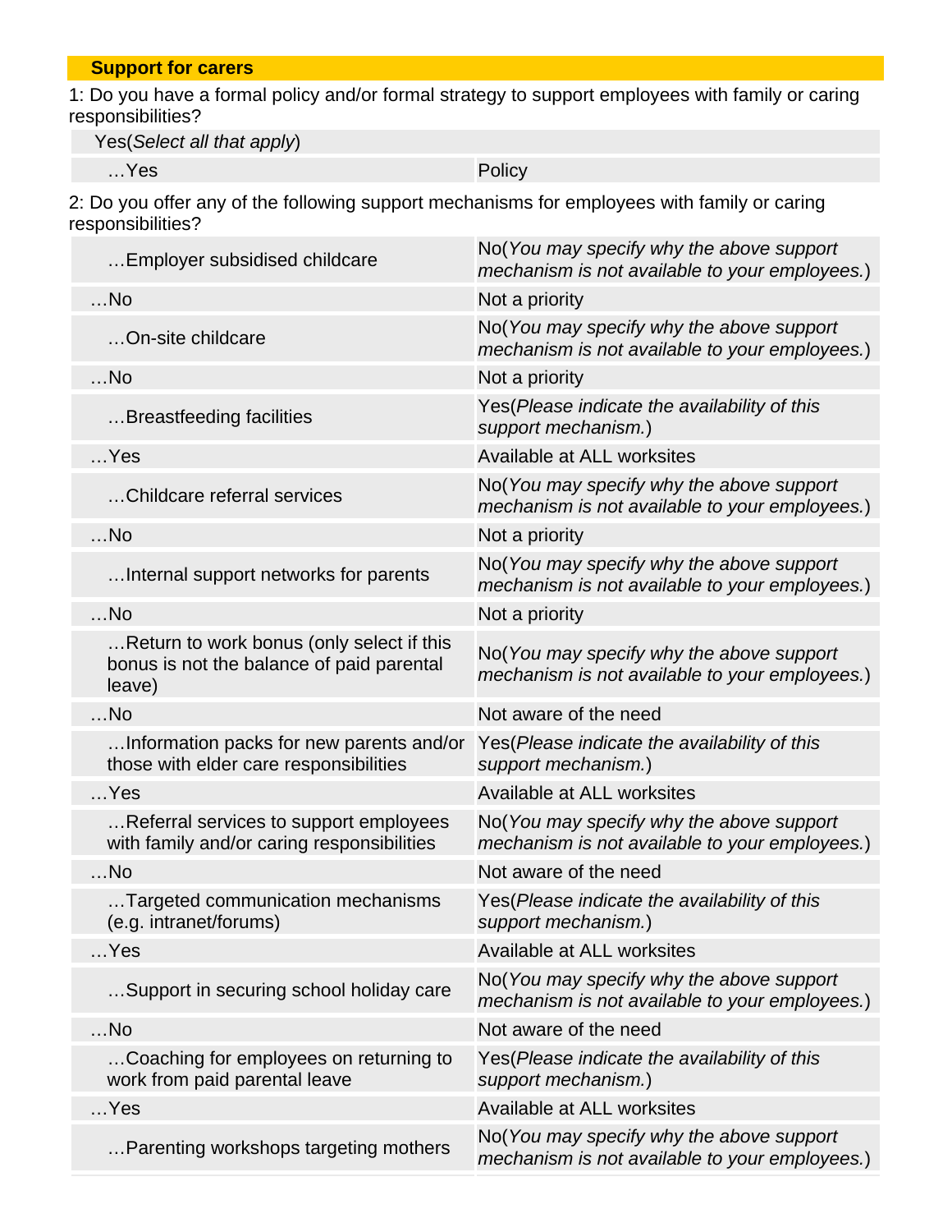## Support for carers

1: Do you have a formal policy and/or formal strategy to support employees with family or caring responsibilities?

| | |
|---|---|
| Yes(*Select all that apply*) | |
| …Yes | Policy |

2: Do you offer any of the following support mechanisms for employees with family or caring responsibilities?

| | |
|---|---|
| …Employer subsidised childcare | No(*You may specify why the above support mechanism is not available to your employees.*) |
| …No | Not a priority |
| …On-site childcare | No(*You may specify why the above support mechanism is not available to your employees.*) |
| …No | Not a priority |
| …Breastfeeding facilities | Yes(*Please indicate the availability of this support mechanism.*) |
| …Yes | Available at ALL worksites |
| …Childcare referral services | No(*You may specify why the above support mechanism is not available to your employees.*) |
| …No | Not a priority |
| …Internal support networks for parents | No(*You may specify why the above support mechanism is not available to your employees.*) |
| …No | Not a priority |
| …Return to work bonus (only select if this bonus is not the balance of paid parental leave) | No(*You may specify why the above support mechanism is not available to your employees.*) |
| …No | Not aware of the need |
| …Information packs for new parents and/or those with elder care responsibilities | Yes(*Please indicate the availability of this support mechanism.*) |
| …Yes | Available at ALL worksites |
| …Referral services to support employees with family and/or caring responsibilities | No(*You may specify why the above support mechanism is not available to your employees.*) |
| …No | Not aware of the need |
| …Targeted communication mechanisms (e.g. intranet/forums) | Yes(*Please indicate the availability of this support mechanism.*) |
| …Yes | Available at ALL worksites |
| …Support in securing school holiday care | No(*You may specify why the above support mechanism is not available to your employees.*) |
| …No | Not aware of the need |
| …Coaching for employees on returning to work from paid parental leave | Yes(*Please indicate the availability of this support mechanism.*) |
| …Yes | Available at ALL worksites |
| …Parenting workshops targeting mothers | No(*You may specify why the above support mechanism is not available to your employees.*) |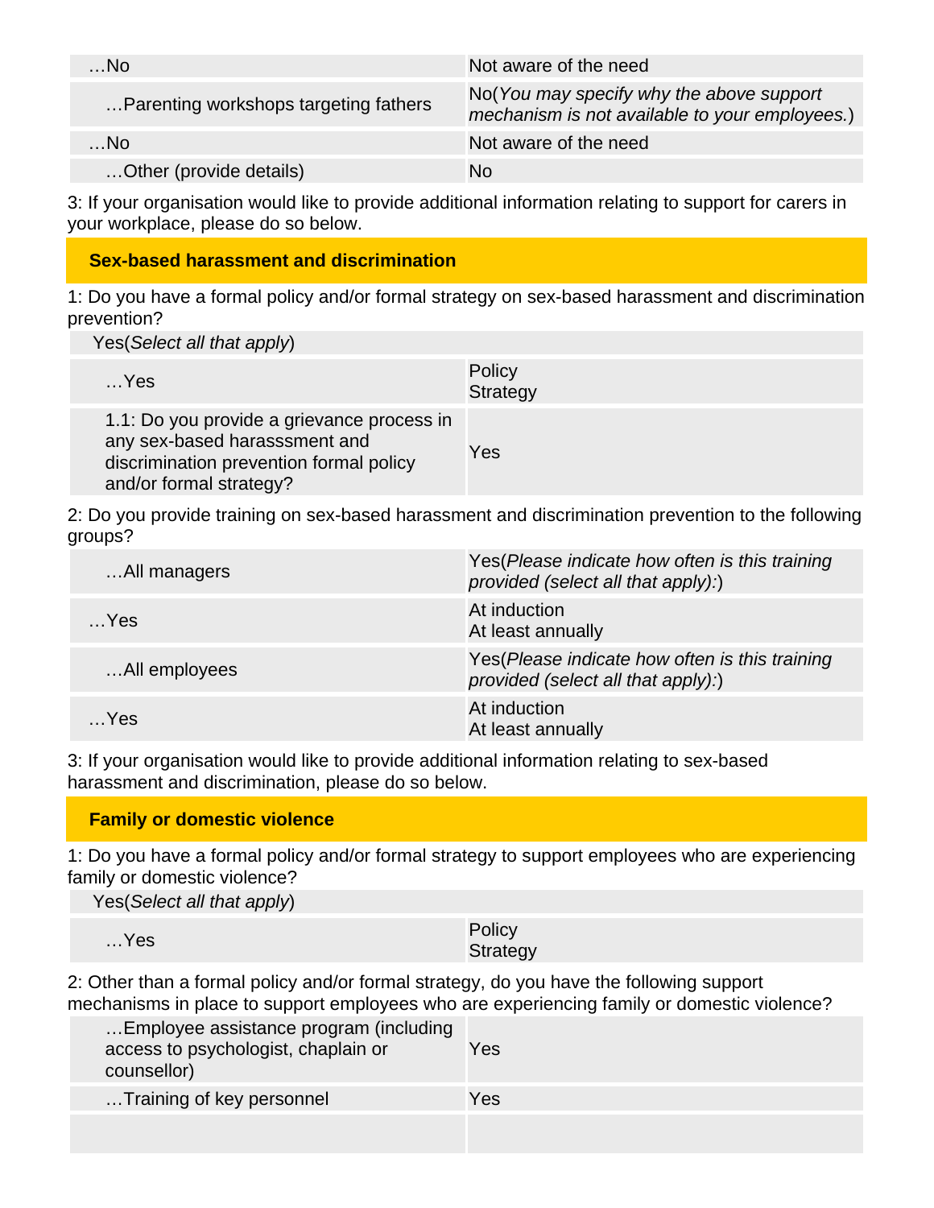| | |
|---|---|
| …No | Not aware of the need |
| …Parenting workshops targeting fathers | No(*You may specify why the above support mechanism is not available to your employees.*) |
| …No | Not aware of the need |
| …Other (provide details) | No |

3: If your organisation would like to provide additional information relating to support for carers in your workplace, please do so below.

## Sex-based harassment and discrimination

1: Do you have a formal policy and/or formal strategy on sex-based harassment and discrimination prevention?

| Yes(*Select all that apply*) | |
|---|---|
| …Yes | Policy<br>Strategy |
| 1.1: Do you provide a grievance process in any sex-based harasssment and discrimination prevention formal policy and/or formal strategy? | Yes |

2: Do you provide training on sex-based harassment and discrimination prevention to the following groups?

| | |
|---|---|
| …All managers | Yes(*Please indicate how often is this training provided (select all that apply):*) |
| …Yes | At induction<br>At least annually |
| …All employees | Yes(*Please indicate how often is this training provided (select all that apply):*) |
| …Yes | At induction<br>At least annually |

3: If your organisation would like to provide additional information relating to sex-based harassment and discrimination, please do so below.

## Family or domestic violence

1: Do you have a formal policy and/or formal strategy to support employees who are experiencing family or domestic violence?

| Yes(*Select all that apply*) | |
|---|---|
| …Yes | Policy<br>Strategy |

2: Other than a formal policy and/or formal strategy, do you have the following support mechanisms in place to support employees who are experiencing family or domestic violence?

| | |
|---|---|
| …Employee assistance program (including access to psychologist, chaplain or counsellor) | Yes |
| …Training of key personnel | Yes |
| | |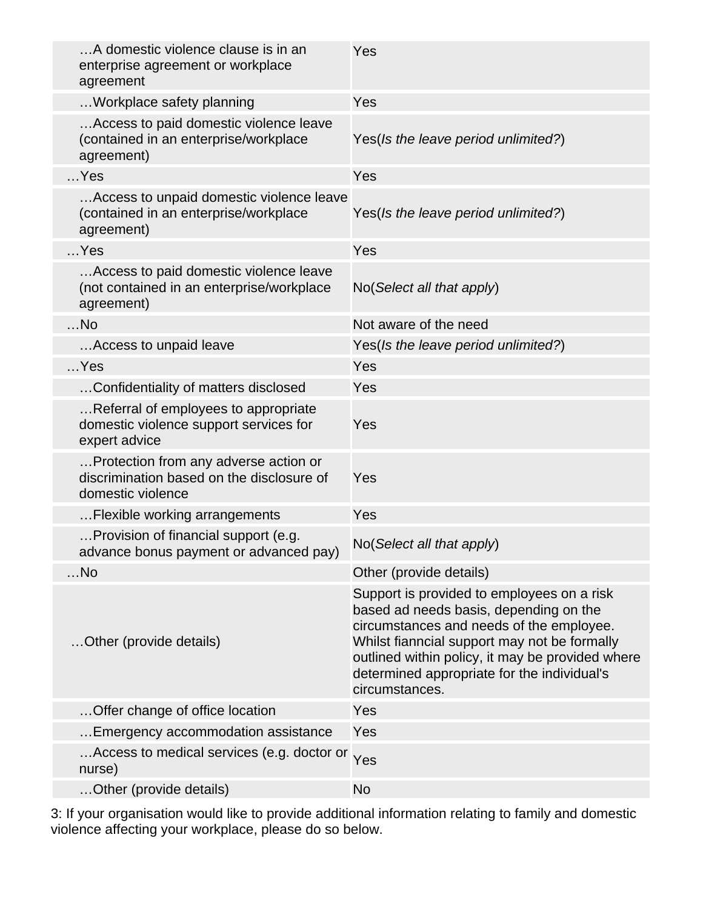| | |
|---|---|
| …A domestic violence clause is in an enterprise agreement or workplace agreement | Yes |
| …Workplace safety planning | Yes |
| …Access to paid domestic violence leave (contained in an enterprise/workplace agreement) | Yes(*Is the leave period unlimited?*) |
| …Yes | Yes |
| …Access to unpaid domestic violence leave (contained in an enterprise/workplace agreement) | Yes(*Is the leave period unlimited?*) |
| …Yes | Yes |
| …Access to paid domestic violence leave (not contained in an enterprise/workplace agreement) | No(*Select all that apply*) |
| …No | Not aware of the need |
| …Access to unpaid leave | Yes(*Is the leave period unlimited?*) |
| …Yes | Yes |
| …Confidentiality of matters disclosed | Yes |
| …Referral of employees to appropriate domestic violence support services for expert advice | Yes |
| …Protection from any adverse action or discrimination based on the disclosure of domestic violence | Yes |
| …Flexible working arrangements | Yes |
| …Provision of financial support (e.g. advance bonus payment or advanced pay) | No(*Select all that apply*) |
| …No | Other (provide details) |
| …Other (provide details) | Support is provided to employees on a risk based ad needs basis, depending on the circumstances and needs of the employee. Whilst fianncial support may not be formally outlined within policy, it may be provided where determined appropriate for the individual's circumstances. |
| …Offer change of office location | Yes |
| …Emergency accommodation assistance | Yes |
| …Access to medical services (e.g. doctor or nurse) | Yes |
| …Other (provide details) | No |

3: If your organisation would like to provide additional information relating to family and domestic violence affecting your workplace, please do so below.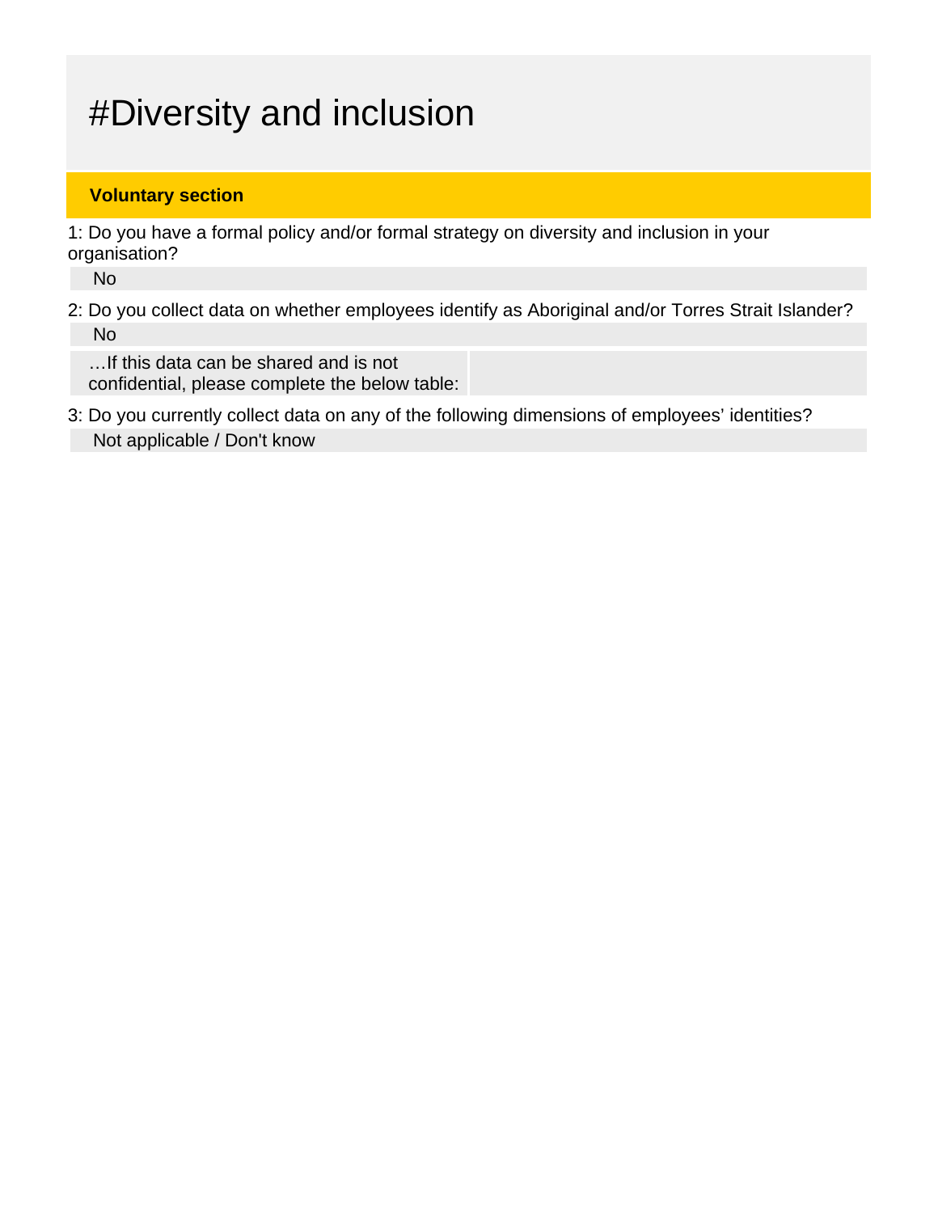# #Diversity and inclusion

**Voluntary section**

1: Do you have a formal policy and/or formal strategy on diversity and inclusion in your organisation?

No

2: Do you collect data on whether employees identify as Aboriginal and/or Torres Strait Islander?

No

| …If this data can be shared and is not confidential, please complete the below table: | |
|---|---|

3: Do you currently collect data on any of the following dimensions of employees' identities?

Not applicable / Don't know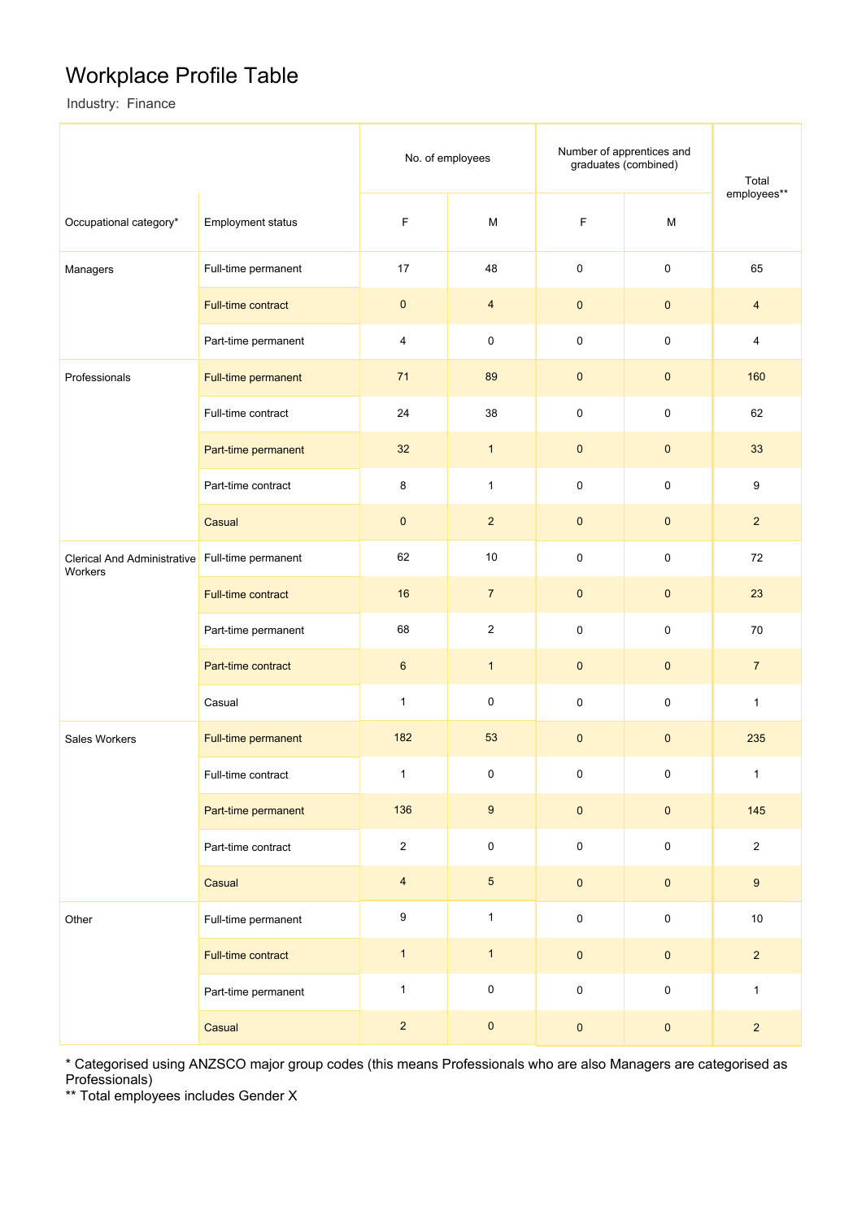# Workplace Profile Table

Industry: Finance

| Occupational category* | Employment status | No. of employees | | Number of apprentices and graduates (combined) | | Total employees** |
|---|---|---|---|---|---|---|
| | | F | M | F | M | |
| Managers | Full-time permanent | 17 | 48 | 0 | 0 | 65 |
| | Full-time contract | 0 | 4 | 0 | 0 | 4 |
| | Part-time permanent | 4 | 0 | 0 | 0 | 4 |
| Professionals | Full-time permanent | 71 | 89 | 0 | 0 | 160 |
| | Full-time contract | 24 | 38 | 0 | 0 | 62 |
| | Part-time permanent | 32 | 1 | 0 | 0 | 33 |
| | Part-time contract | 8 | 1 | 0 | 0 | 9 |
| | Casual | 0 | 2 | 0 | 0 | 2 |
| Clerical And Administrative Workers | Full-time permanent | 62 | 10 | 0 | 0 | 72 |
| | Full-time contract | 16 | 7 | 0 | 0 | 23 |
| | Part-time permanent | 68 | 2 | 0 | 0 | 70 |
| | Part-time contract | 6 | 1 | 0 | 0 | 7 |
| | Casual | 1 | 0 | 0 | 0 | 1 |
| Sales Workers | Full-time permanent | 182 | 53 | 0 | 0 | 235 |
| | Full-time contract | 1 | 0 | 0 | 0 | 1 |
| | Part-time permanent | 136 | 9 | 0 | 0 | 145 |
| | Part-time contract | 2 | 0 | 0 | 0 | 2 |
| | Casual | 4 | 5 | 0 | 0 | 9 |
| Other | Full-time permanent | 9 | 1 | 0 | 0 | 10 |
| | Full-time contract | 1 | 1 | 0 | 0 | 2 |
| | Part-time permanent | 1 | 0 | 0 | 0 | 1 |
| | Casual | 2 | 0 | 0 | 0 | 2 |

* Categorised using ANZSCO major group codes (this means Professionals who are also Managers are categorised as Professionals)

** Total employees includes Gender X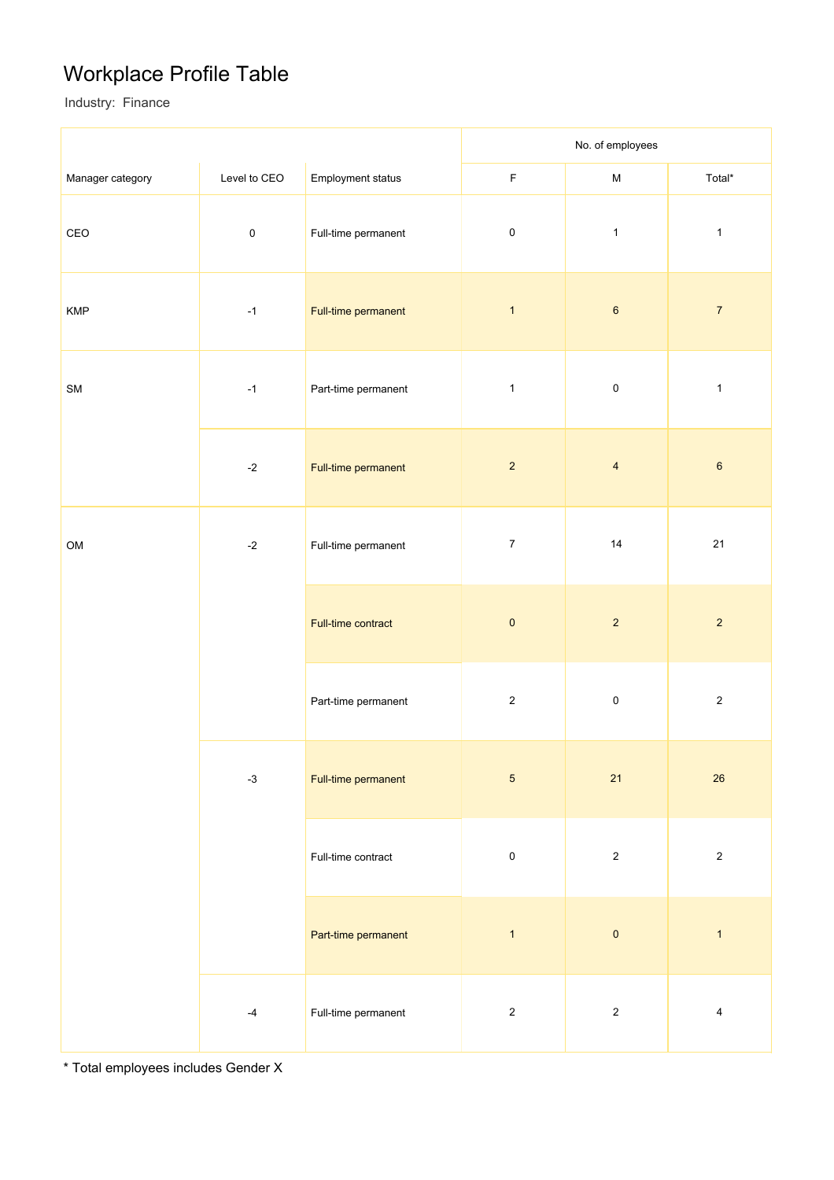# Workplace Profile Table

Industry:  Finance

| Manager category | Level to CEO | Employment status | No. of employees | | |
|---|---|---|---|---|---|
| | | | F | M | Total* |
| CEO | 0 | Full-time permanent | 0 | 1 | 1 |
| KMP | -1 | Full-time permanent | 1 | 6 | 7 |
| SM | -1 | Part-time permanent | 1 | 0 | 1 |
| | -2 | Full-time permanent | 2 | 4 | 6 |
| OM | -2 | Full-time permanent | 7 | 14 | 21 |
| | | Full-time contract | 0 | 2 | 2 |
| | | Part-time permanent | 2 | 0 | 2 |
| | -3 | Full-time permanent | 5 | 21 | 26 |
| | | Full-time contract | 0 | 2 | 2 |
| | | Part-time permanent | 1 | 0 | 1 |
| | -4 | Full-time permanent | 2 | 2 | 4 |

* Total employees includes Gender X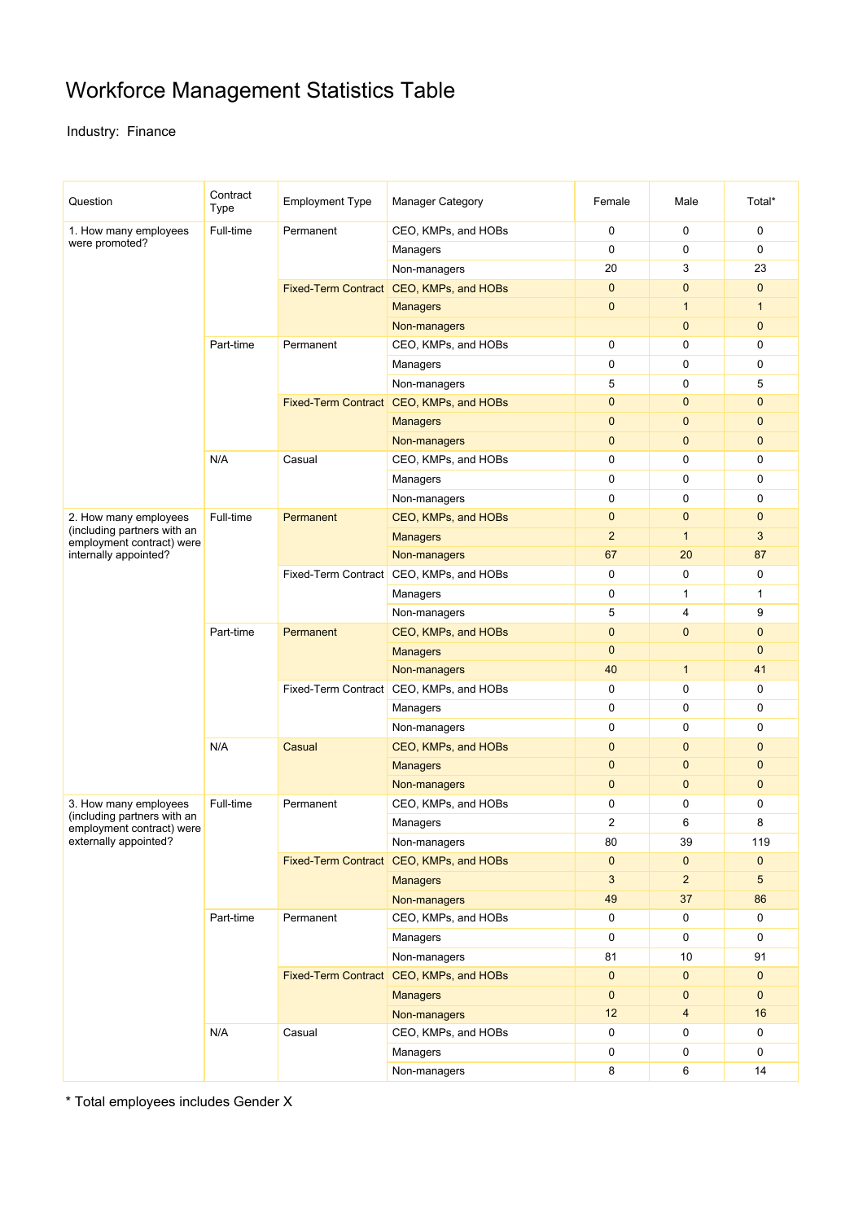# Workforce Management Statistics Table

Industry: Finance

| Question | Contract Type | Employment Type | Manager Category | Female | Male | Total* |
|---|---|---|---|---|---|---|
| 1. How many employees were promoted? | Full-time | Permanent | CEO, KMPs, and HOBs | 0 | 0 | 0 |
| | | | Managers | 0 | 0 | 0 |
| | | | Non-managers | 20 | 3 | 23 |
| | | Fixed-Term Contract | CEO, KMPs, and HOBs | 0 | 0 | 0 |
| | | | Managers | 0 | 1 | 1 |
| | | | Non-managers | | 0 | 0 |
| | Part-time | Permanent | CEO, KMPs, and HOBs | 0 | 0 | 0 |
| | | | Managers | 0 | 0 | 0 |
| | | | Non-managers | 5 | 0 | 5 |
| | | Fixed-Term Contract | CEO, KMPs, and HOBs | 0 | 0 | 0 |
| | | | Managers | 0 | 0 | 0 |
| | | | Non-managers | 0 | 0 | 0 |
| | N/A | Casual | CEO, KMPs, and HOBs | 0 | 0 | 0 |
| | | | Managers | 0 | 0 | 0 |
| | | | Non-managers | 0 | 0 | 0 |
| 2. How many employees (including partners with an employment contract) were internally appointed? | Full-time | Permanent | CEO, KMPs, and HOBs | 0 | 0 | 0 |
| | | | Managers | 2 | 1 | 3 |
| | | | Non-managers | 67 | 20 | 87 |
| | | Fixed-Term Contract | CEO, KMPs, and HOBs | 0 | 0 | 0 |
| | | | Managers | 0 | 1 | 1 |
| | | | Non-managers | 5 | 4 | 9 |
| | Part-time | Permanent | CEO, KMPs, and HOBs | 0 | 0 | 0 |
| | | | Managers | 0 | | 0 |
| | | | Non-managers | 40 | 1 | 41 |
| | | Fixed-Term Contract | CEO, KMPs, and HOBs | 0 | 0 | 0 |
| | | | Managers | 0 | 0 | 0 |
| | | | Non-managers | 0 | 0 | 0 |
| | N/A | Casual | CEO, KMPs, and HOBs | 0 | 0 | 0 |
| | | | Managers | 0 | 0 | 0 |
| | | | Non-managers | 0 | 0 | 0 |
| 3. How many employees (including partners with an employment contract) were externally appointed? | Full-time | Permanent | CEO, KMPs, and HOBs | 0 | 0 | 0 |
| | | | Managers | 2 | 6 | 8 |
| | | | Non-managers | 80 | 39 | 119 |
| | | Fixed-Term Contract | CEO, KMPs, and HOBs | 0 | 0 | 0 |
| | | | Managers | 3 | 2 | 5 |
| | | | Non-managers | 49 | 37 | 86 |
| | Part-time | Permanent | CEO, KMPs, and HOBs | 0 | 0 | 0 |
| | | | Managers | 0 | 0 | 0 |
| | | | Non-managers | 81 | 10 | 91 |
| | | Fixed-Term Contract | CEO, KMPs, and HOBs | 0 | 0 | 0 |
| | | | Managers | 0 | 0 | 0 |
| | | | Non-managers | 12 | 4 | 16 |
| | N/A | Casual | CEO, KMPs, and HOBs | 0 | 0 | 0 |
| | | | Managers | 0 | 0 | 0 |
| | | | Non-managers | 8 | 6 | 14 |

* Total employees includes Gender X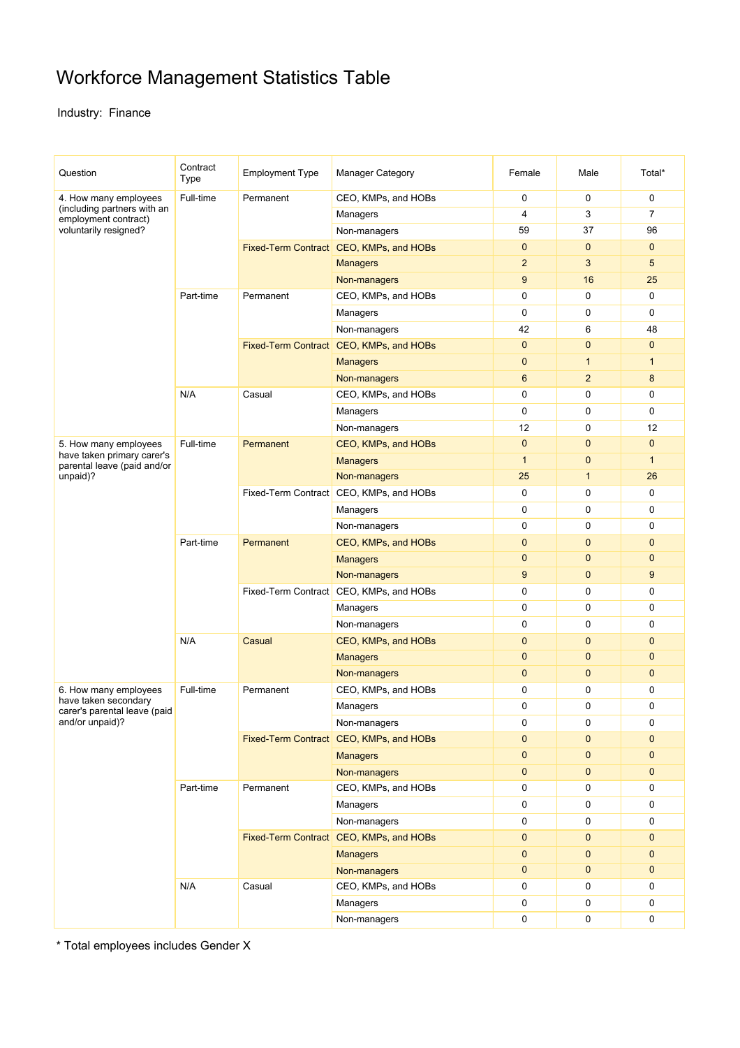# Workforce Management Statistics Table

Industry: Finance

| Question | Contract Type | Employment Type | Manager Category | Female | Male | Total* |
|---|---|---|---|---|---|---|
| 4. How many employees (including partners with an employment contract) voluntarily resigned? | Full-time | Permanent | CEO, KMPs, and HOBs | 0 | 0 | 0 |
| | | | Managers | 4 | 3 | 7 |
| | | | Non-managers | 59 | 37 | 96 |
| | | Fixed-Term Contract | CEO, KMPs, and HOBs | 0 | 0 | 0 |
| | | | Managers | 2 | 3 | 5 |
| | | | Non-managers | 9 | 16 | 25 |
| | Part-time | Permanent | CEO, KMPs, and HOBs | 0 | 0 | 0 |
| | | | Managers | 0 | 0 | 0 |
| | | | Non-managers | 42 | 6 | 48 |
| | | Fixed-Term Contract | CEO, KMPs, and HOBs | 0 | 0 | 0 |
| | | | Managers | 0 | 1 | 1 |
| | | | Non-managers | 6 | 2 | 8 |
| | N/A | Casual | CEO, KMPs, and HOBs | 0 | 0 | 0 |
| | | | Managers | 0 | 0 | 0 |
| | | | Non-managers | 12 | 0 | 12 |
| 5. How many employees have taken primary carer's parental leave (paid and/or unpaid)? | Full-time | Permanent | CEO, KMPs, and HOBs | 0 | 0 | 0 |
| | | | Managers | 1 | 0 | 1 |
| | | | Non-managers | 25 | 1 | 26 |
| | | Fixed-Term Contract | CEO, KMPs, and HOBs | 0 | 0 | 0 |
| | | | Managers | 0 | 0 | 0 |
| | | | Non-managers | 0 | 0 | 0 |
| | Part-time | Permanent | CEO, KMPs, and HOBs | 0 | 0 | 0 |
| | | | Managers | 0 | 0 | 0 |
| | | | Non-managers | 9 | 0 | 9 |
| | | Fixed-Term Contract | CEO, KMPs, and HOBs | 0 | 0 | 0 |
| | | | Managers | 0 | 0 | 0 |
| | | | Non-managers | 0 | 0 | 0 |
| | N/A | Casual | CEO, KMPs, and HOBs | 0 | 0 | 0 |
| | | | Managers | 0 | 0 | 0 |
| | | | Non-managers | 0 | 0 | 0 |
| 6. How many employees have taken secondary carer's parental leave (paid and/or unpaid)? | Full-time | Permanent | CEO, KMPs, and HOBs | 0 | 0 | 0 |
| | | | Managers | 0 | 0 | 0 |
| | | | Non-managers | 0 | 0 | 0 |
| | | Fixed-Term Contract | CEO, KMPs, and HOBs | 0 | 0 | 0 |
| | | | Managers | 0 | 0 | 0 |
| | | | Non-managers | 0 | 0 | 0 |
| | Part-time | Permanent | CEO, KMPs, and HOBs | 0 | 0 | 0 |
| | | | Managers | 0 | 0 | 0 |
| | | | Non-managers | 0 | 0 | 0 |
| | | Fixed-Term Contract | CEO, KMPs, and HOBs | 0 | 0 | 0 |
| | | | Managers | 0 | 0 | 0 |
| | | | Non-managers | 0 | 0 | 0 |
| | N/A | Casual | CEO, KMPs, and HOBs | 0 | 0 | 0 |
| | | | Managers | 0 | 0 | 0 |
| | | | Non-managers | 0 | 0 | 0 |

* Total employees includes Gender X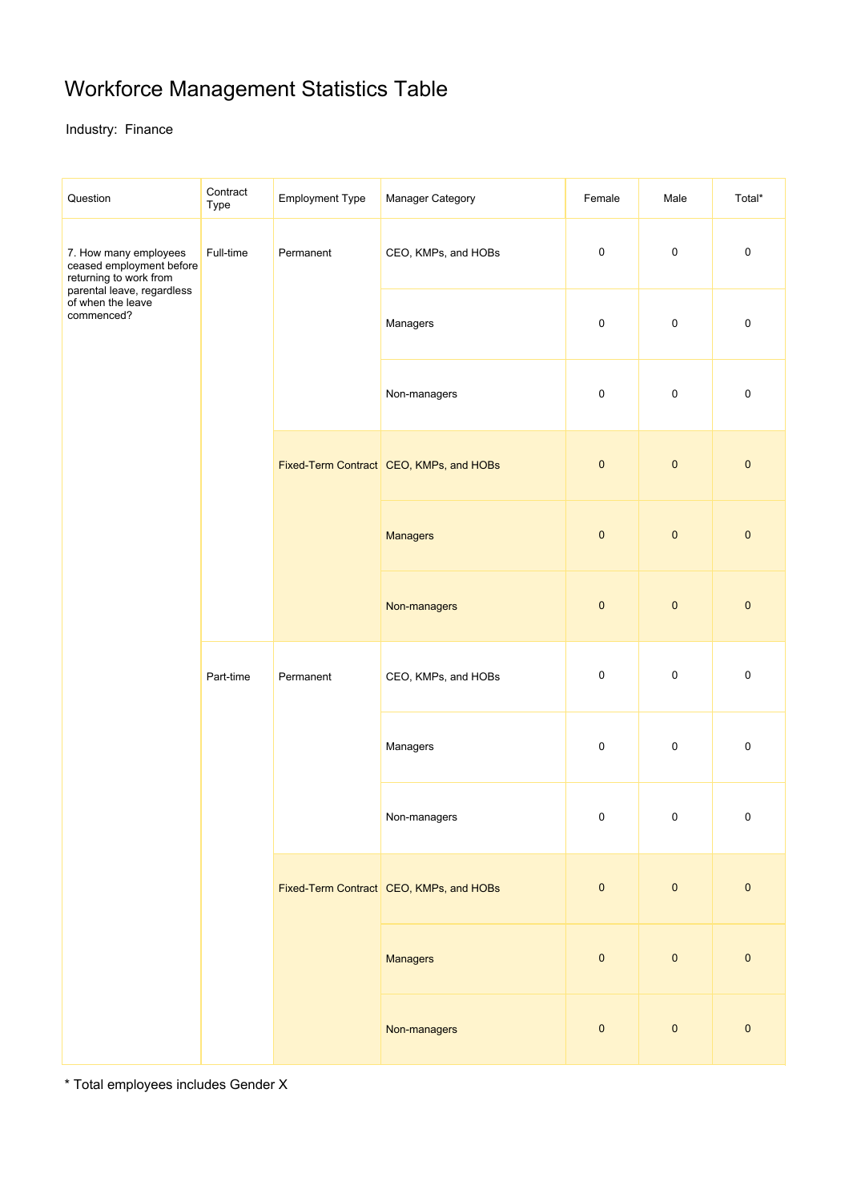# Workforce Management Statistics Table

Industry: Finance

| Question | Contract Type | Employment Type | Manager Category | Female | Male | Total* |
|---|---|---|---|---|---|---|
| 7. How many employees ceased employment before returning to work from parental leave, regardless of when the leave commenced? | Full-time | Permanent | CEO, KMPs, and HOBs | 0 | 0 | 0 |
| | | | Managers | 0 | 0 | 0 |
| | | | Non-managers | 0 | 0 | 0 |
| | | Fixed-Term Contract | CEO, KMPs, and HOBs | 0 | 0 | 0 |
| | | | Managers | 0 | 0 | 0 |
| | | | Non-managers | 0 | 0 | 0 |
| | Part-time | Permanent | CEO, KMPs, and HOBs | 0 | 0 | 0 |
| | | | Managers | 0 | 0 | 0 |
| | | | Non-managers | 0 | 0 | 0 |
| | | Fixed-Term Contract | CEO, KMPs, and HOBs | 0 | 0 | 0 |
| | | | Managers | 0 | 0 | 0 |
| | | | Non-managers | 0 | 0 | 0 |

* Total employees includes Gender X